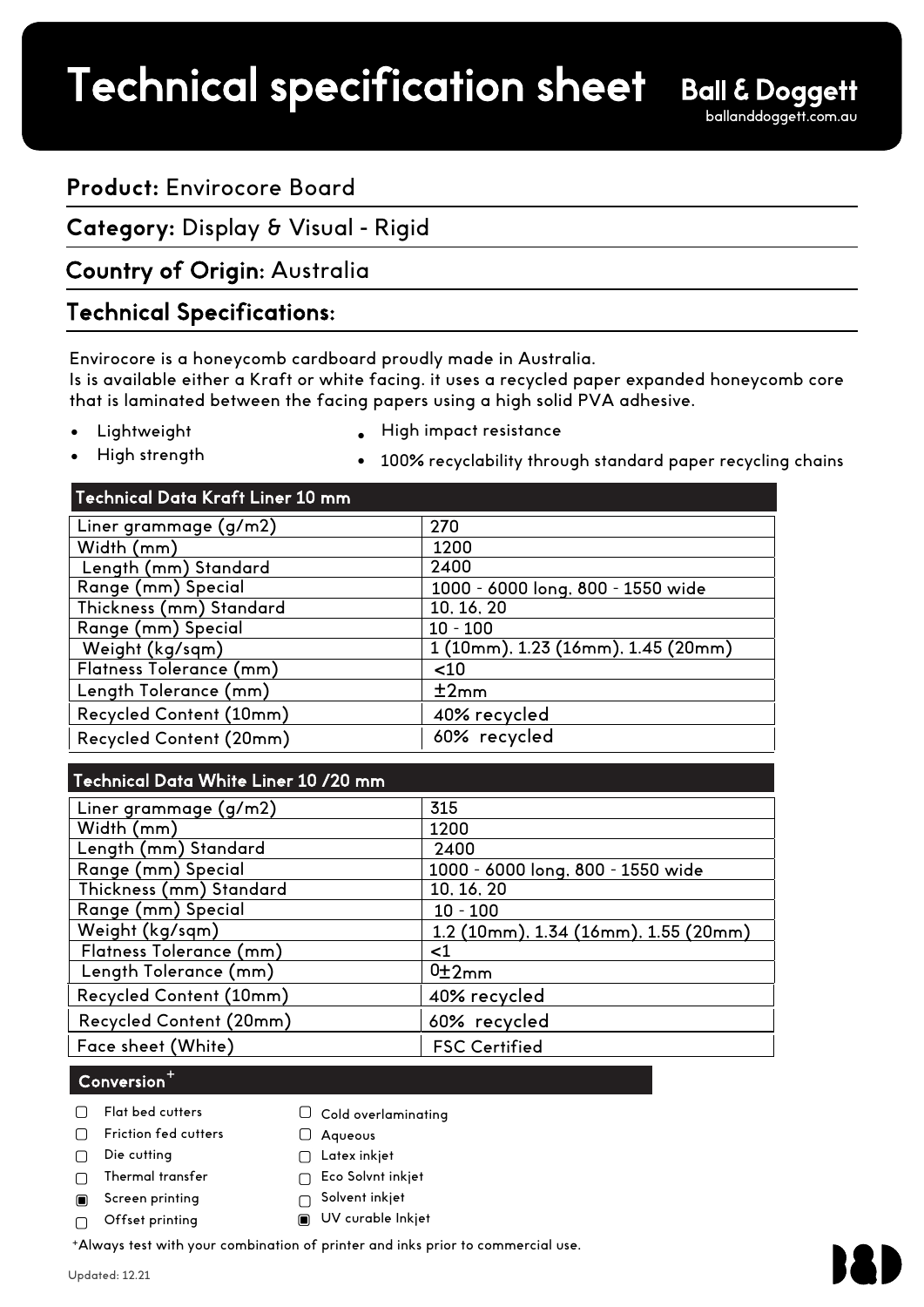# Technical specification sheet

**Ball & Doggett**
balldoggett.com.au

## **Product:** Envirocore Board

## **Category:** Display & Visual - Rigid

## **Country of Origin**: Australia

## Technical Specifications:

Envirocore is a honeycomb cardboard proudly made in Australia.
Is is available either a Kraft or white facing. it uses a recycled paper expanded honeycomb core that is laminated between the facing papers using a high solid PVA adhesive.

- Lightweight
- High strength
- High impact resistance
- 100% recyclability through standard paper recycling chains

| Technical Data Kraft Liner 10 mm | |
|---|---|
| Liner grammage (g/m2) | 270 |
| Width (mm) | 1200 |
| Length (mm) Standard | 2400 |
| Range (mm) Special | 1000 - 6000 long. 800 - 1550 wide |
| Thickness (mm) Standard | 10. 16. 20 |
| Range (mm) Special | 10 - 100 |
| Weight (kg/sqm) | 1 (10mm). 1.23 (16mm). 1.45 (20mm) |
| Flatness Tolerance (mm) | <10 |
| Length Tolerance (mm) | ±2mm |
| Recycled Content (10mm) | 40% recycled |
| Recycled Content (20mm) | 60% recycled |

| Technical Data White Liner 10 /20 mm | |
|---|---|
| Liner grammage (g/m2) | 315 |
| Width (mm) | 1200 |
| Length (mm) Standard | 2400 |
| Range (mm) Special | 1000 - 6000 long. 800 - 1550 wide |
| Thickness (mm) Standard | 10. 16. 20 |
| Range (mm) Special | 10 - 100 |
| Weight (kg/sqm) | 1.2 (10mm). 1.34 (16mm). 1.55 (20mm) |
| Flatness Tolerance (mm) | <1 |
| Length Tolerance (mm) | 0±2mm |
| Recycled Content (10mm) | 40% recycled |
| Recycled Content (20mm) | 60% recycled |
| Face sheet (White) | FSC Certified |

### Conversion+

- ☐ Flat bed cutters
- ☐ Friction fed cutters
- ☐ Die cutting
- ☐ Thermal transfer
- ☒ Screen printing
- ☐ Offset printing
- ☐ Cold overlaminating
- ☐ Aqueous
- ☐ Latex inkjet
- ☐ Eco Solvnt inkjet
- ☐ Solvent inkjet
- ☒ UV curable Inkjet

+Always test with your combination of printer and inks prior to commercial use.

Updated: 12.21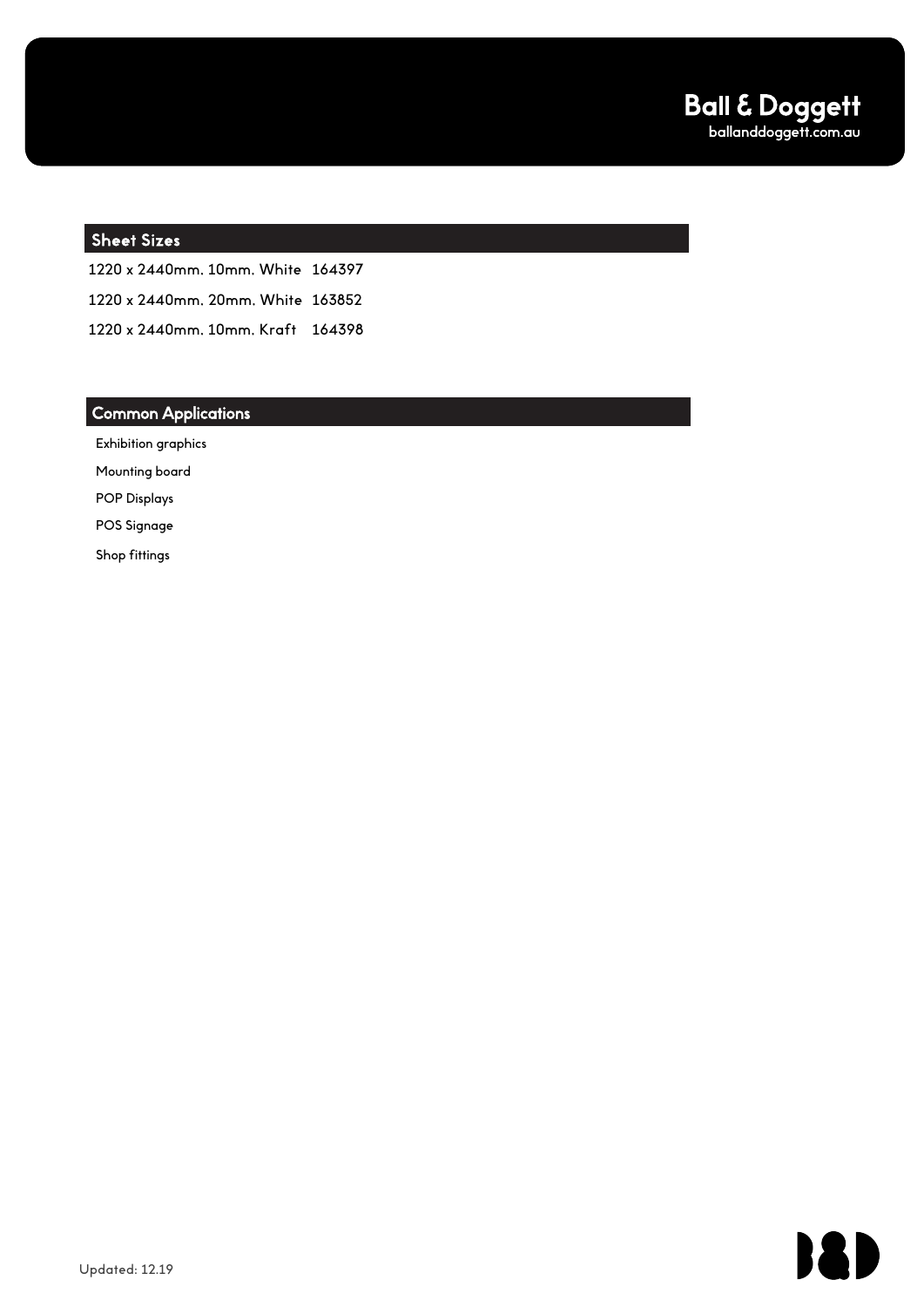## Sheet Sizes

| | |
|---|---|
| 1220 x 2440mm, 10mm, White | 164397 |
| 1220 x 2440mm, 20mm, White | 163852 |
| 1220 x 2440mm, 10mm, Kraft | 164398 |

## Common Applications

Exhibition graphics

Mounting board

POP Displays

POS Signage

Shop fittings

Updated: 12.19